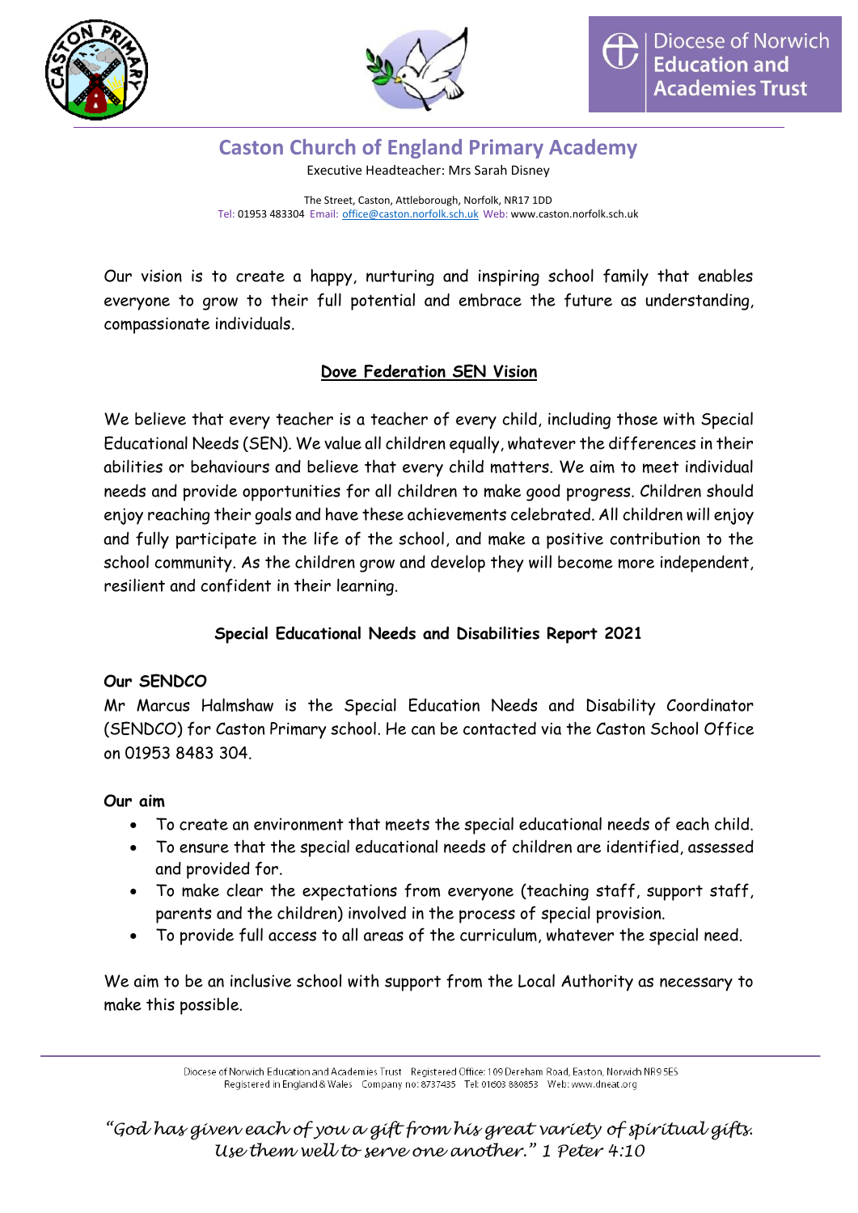Diocese of Norwich Education and Academies Trust

# Caston Church of England Primary Academy

Executive Headteacher: Mrs Sarah Disney

The Street, Caston, Attleborough, Norfolk, NR17 1DD
Tel: 01953 483304 Email: office@caston.norfolk.sch.uk Web: www.caston.norfolk.sch.uk

Our vision is to create a happy, nurturing and inspiring school family that enables everyone to grow to their full potential and embrace the future as understanding, compassionate individuals.

## Dove Federation SEN Vision

We believe that every teacher is a teacher of every child, including those with Special Educational Needs (SEN). We value all children equally, whatever the differences in their abilities or behaviours and believe that every child matters. We aim to meet individual needs and provide opportunities for all children to make good progress. Children should enjoy reaching their goals and have these achievements celebrated. All children will enjoy and fully participate in the life of the school, and make a positive contribution to the school community. As the children grow and develop they will become more independent, resilient and confident in their learning.

## Special Educational Needs and Disabilities Report 2021

### Our SENDCO

Mr Marcus Halmshaw is the Special Education Needs and Disability Coordinator (SENDCO) for Caston Primary school. He can be contacted via the Caston School Office on 01953 8483 304.

### Our aim

- To create an environment that meets the special educational needs of each child.
- To ensure that the special educational needs of children are identified, assessed and provided for.
- To make clear the expectations from everyone (teaching staff, support staff, parents and the children) involved in the process of special provision.
- To provide full access to all areas of the curriculum, whatever the special need.

We aim to be an inclusive school with support from the Local Authority as necessary to make this possible.

Diocese of Norwich Education and Academies Trust Registered Office: 109 Dereham Road, Easton, Norwich NR9 5ES
Registered in England & Wales Company no: 8737435 Tel: 01603 880853 Web: www.dneat.org

*"God has given each of you a gift from his great variety of spiritual gifts. Use them well to serve one another." 1 Peter 4:10*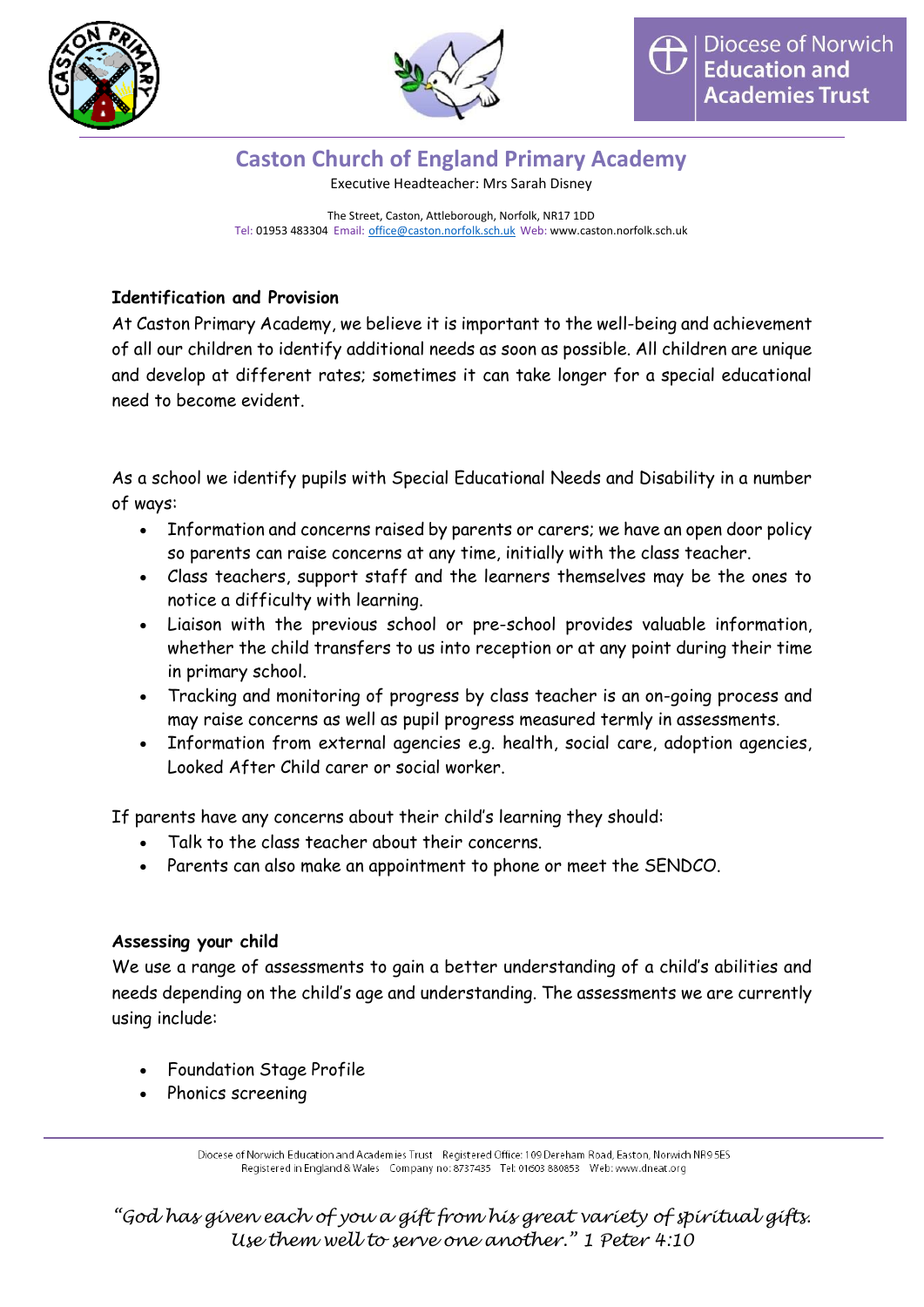## Identification and Provision

At Caston Primary Academy, we believe it is important to the well-being and achievement of all our children to identify additional needs as soon as possible. All children are unique and develop at different rates; sometimes it can take longer for a special educational need to become evident.

As a school we identify pupils with Special Educational Needs and Disability in a number of ways:

- Information and concerns raised by parents or carers; we have an open door policy so parents can raise concerns at any time, initially with the class teacher.
- Class teachers, support staff and the learners themselves may be the ones to notice a difficulty with learning.
- Liaison with the previous school or pre-school provides valuable information, whether the child transfers to us into reception or at any point during their time in primary school.
- Tracking and monitoring of progress by class teacher is an on-going process and may raise concerns as well as pupil progress measured termly in assessments.
- Information from external agencies e.g. health, social care, adoption agencies, Looked After Child carer or social worker.

If parents have any concerns about their child's learning they should:

- Talk to the class teacher about their concerns.
- Parents can also make an appointment to phone or meet the SENDCO.

## Assessing your child

We use a range of assessments to gain a better understanding of a child's abilities and needs depending on the child's age and understanding. The assessments we are currently using include:

- Foundation Stage Profile
- Phonics screening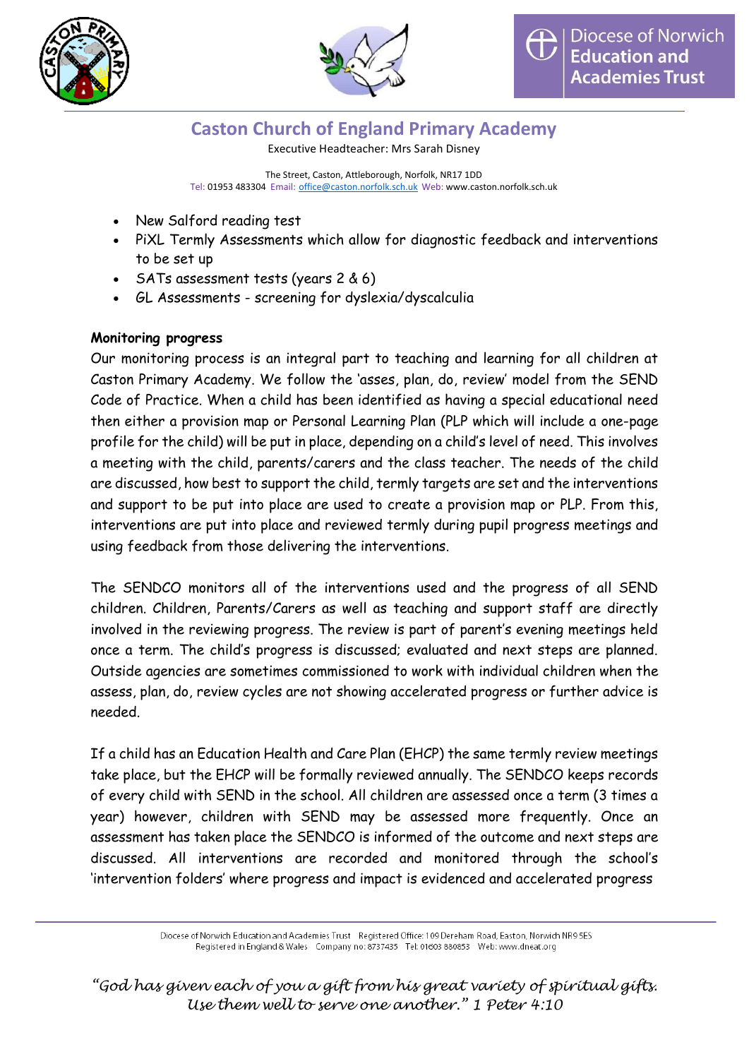- New Salford reading test
- PiXL Termly Assessments which allow for diagnostic feedback and interventions to be set up
- SATs assessment tests (years 2 & 6)
- GL Assessments - screening for dyslexia/dyscalculia

**Monitoring progress**

Our monitoring process is an integral part to teaching and learning for all children at Caston Primary Academy. We follow the 'asses, plan, do, review' model from the SEND Code of Practice. When a child has been identified as having a special educational need then either a provision map or Personal Learning Plan (PLP which will include a one-page profile for the child) will be put in place, depending on a child's level of need. This involves a meeting with the child, parents/carers and the class teacher. The needs of the child are discussed, how best to support the child, termly targets are set and the interventions and support to be put into place are used to create a provision map or PLP. From this, interventions are put into place and reviewed termly during pupil progress meetings and using feedback from those delivering the interventions.

The SENDCO monitors all of the interventions used and the progress of all SEND children. Children, Parents/Carers as well as teaching and support staff are directly involved in the reviewing progress. The review is part of parent's evening meetings held once a term. The child's progress is discussed; evaluated and next steps are planned. Outside agencies are sometimes commissioned to work with individual children when the assess, plan, do, review cycles are not showing accelerated progress or further advice is needed.

If a child has an Education Health and Care Plan (EHCP) the same termly review meetings take place, but the EHCP will be formally reviewed annually. The SENDCO keeps records of every child with SEND in the school. All children are assessed once a term (3 times a year) however, children with SEND may be assessed more frequently. Once an assessment has taken place the SENDCO is informed of the outcome and next steps are discussed. All interventions are recorded and monitored through the school's 'intervention folders' where progress and impact is evidenced and accelerated progress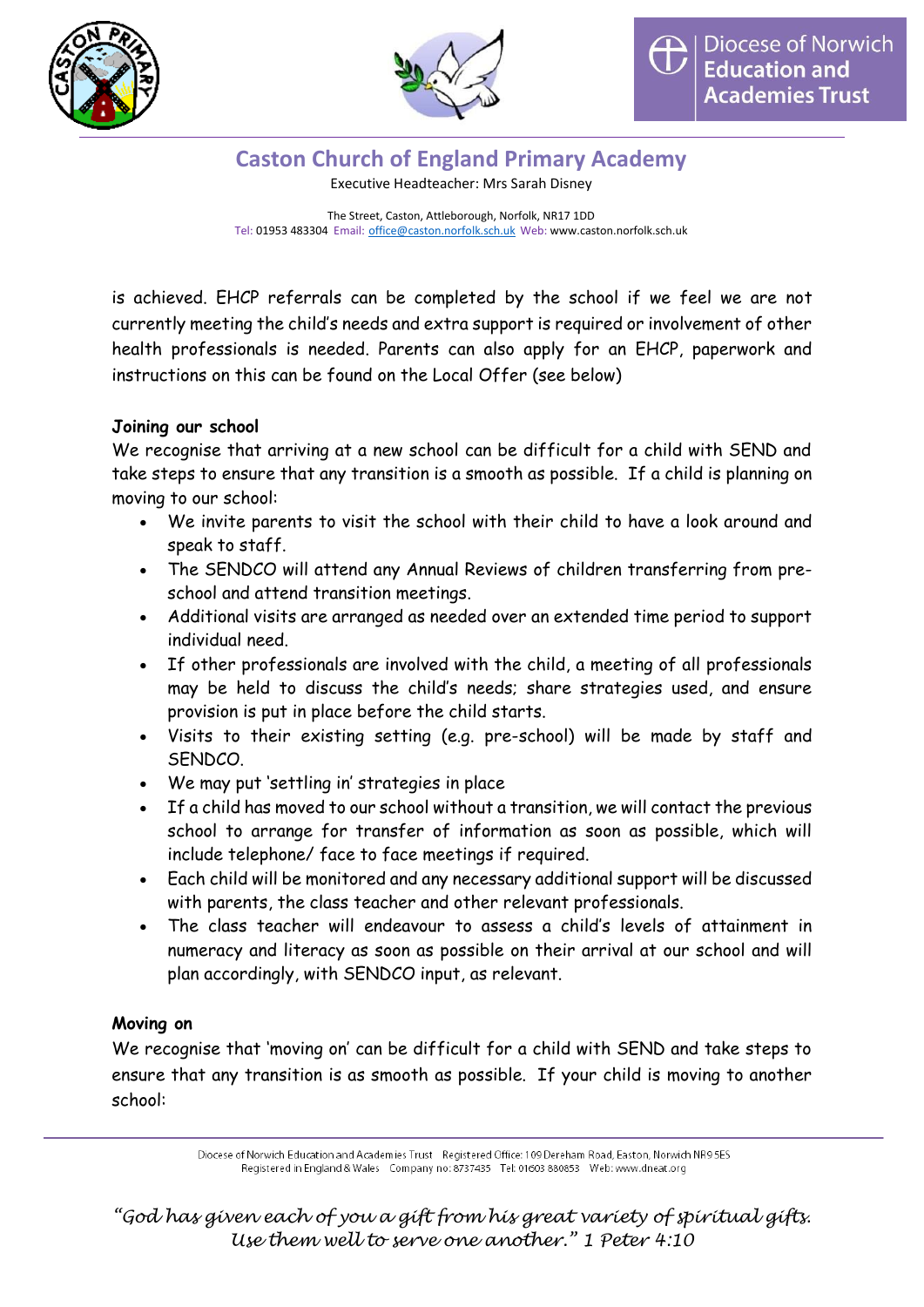is achieved. EHCP referrals can be completed by the school if we feel we are not currently meeting the child's needs and extra support is required or involvement of other health professionals is needed. Parents can also apply for an EHCP, paperwork and instructions on this can be found on the Local Offer (see below)

**Joining our school**

We recognise that arriving at a new school can be difficult for a child with SEND and take steps to ensure that any transition is a smooth as possible. If a child is planning on moving to our school:

- We invite parents to visit the school with their child to have a look around and speak to staff.
- The SENDCO will attend any Annual Reviews of children transferring from pre-school and attend transition meetings.
- Additional visits are arranged as needed over an extended time period to support individual need.
- If other professionals are involved with the child, a meeting of all professionals may be held to discuss the child's needs; share strategies used, and ensure provision is put in place before the child starts.
- Visits to their existing setting (e.g. pre-school) will be made by staff and SENDCO.
- We may put 'settling in' strategies in place
- If a child has moved to our school without a transition, we will contact the previous school to arrange for transfer of information as soon as possible, which will include telephone/ face to face meetings if required.
- Each child will be monitored and any necessary additional support will be discussed with parents, the class teacher and other relevant professionals.
- The class teacher will endeavour to assess a child's levels of attainment in numeracy and literacy as soon as possible on their arrival at our school and will plan accordingly, with SENDCO input, as relevant.

**Moving on**

We recognise that 'moving on' can be difficult for a child with SEND and take steps to ensure that any transition is as smooth as possible. If your child is moving to another school: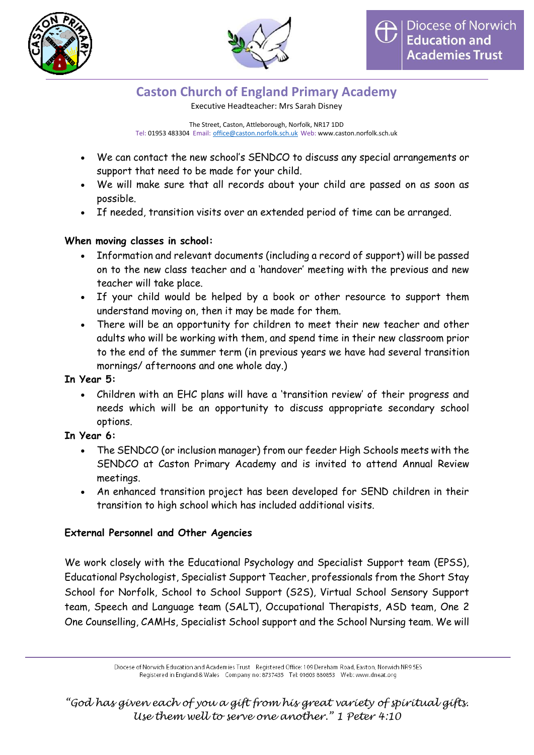- We can contact the new school's SENDCO to discuss any special arrangements or support that need to be made for your child.
- We will make sure that all records about your child are passed on as soon as possible.
- If needed, transition visits over an extended period of time can be arranged.

**When moving classes in school:**

- Information and relevant documents (including a record of support) will be passed on to the new class teacher and a 'handover' meeting with the previous and new teacher will take place.
- If your child would be helped by a book or other resource to support them understand moving on, then it may be made for them.
- There will be an opportunity for children to meet their new teacher and other adults who will be working with them, and spend time in their new classroom prior to the end of the summer term (in previous years we have had several transition mornings/ afternoons and one whole day.)

**In Year 5:**

- Children with an EHC plans will have a 'transition review' of their progress and needs which will be an opportunity to discuss appropriate secondary school options.

**In Year 6:**

- The SENDCO (or inclusion manager) from our feeder High Schools meets with the SENDCO at Caston Primary Academy and is invited to attend Annual Review meetings.
- An enhanced transition project has been developed for SEND children in their transition to high school which has included additional visits.

**External Personnel and Other Agencies**

We work closely with the Educational Psychology and Specialist Support team (EPSS), Educational Psychologist, Specialist Support Teacher, professionals from the Short Stay School for Norfolk, School to School Support (S2S), Virtual School Sensory Support team, Speech and Language team (SALT), Occupational Therapists, ASD team, One 2 One Counselling, CAMHs, Specialist School support and the School Nursing team. We will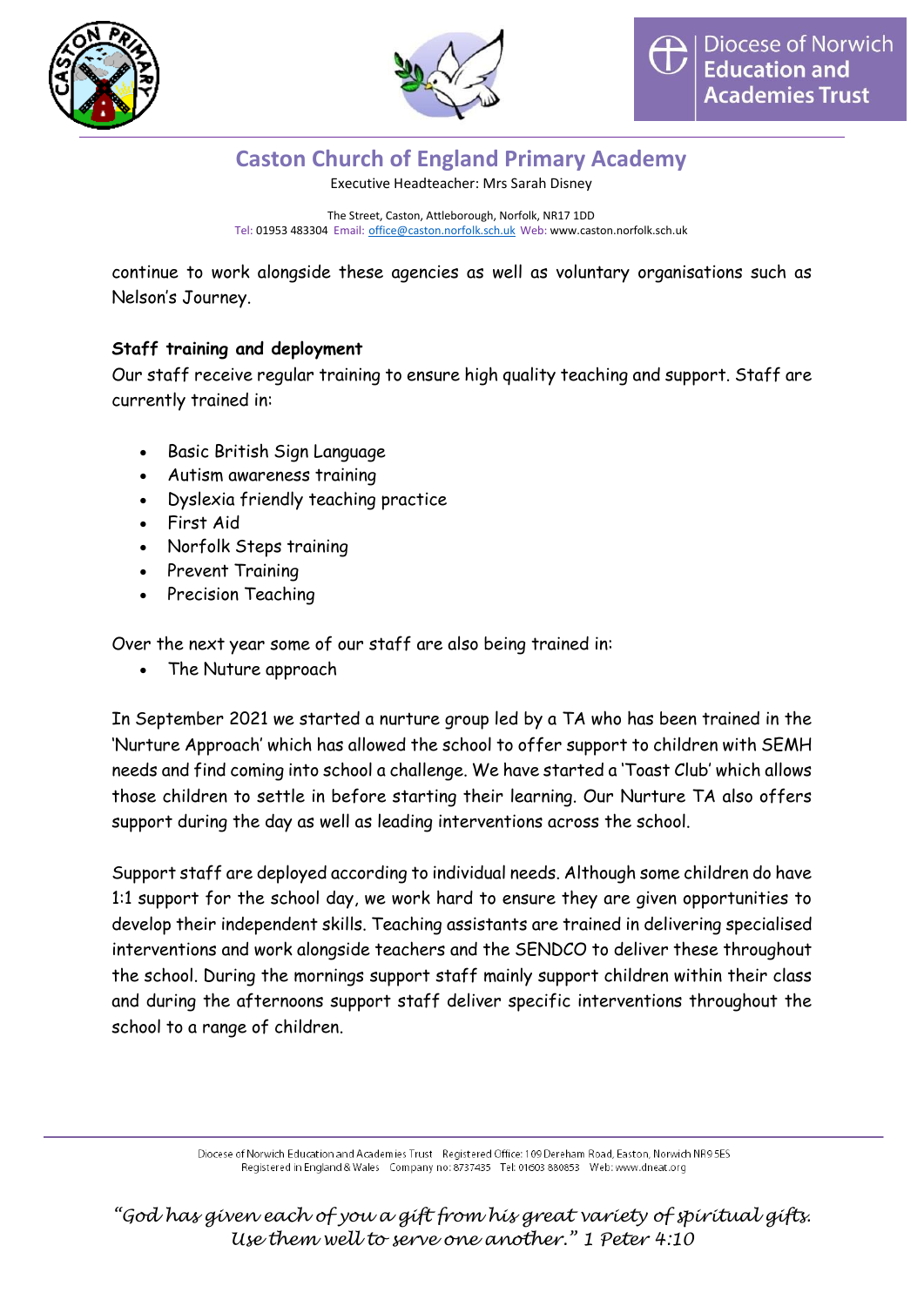continue to work alongside these agencies as well as voluntary organisations such as Nelson's Journey.

**Staff training and deployment**

Our staff receive regular training to ensure high quality teaching and support. Staff are currently trained in:

- Basic British Sign Language
- Autism awareness training
- Dyslexia friendly teaching practice
- First Aid
- Norfolk Steps training
- Prevent Training
- Precision Teaching

Over the next year some of our staff are also being trained in:

- The Nuture approach

In September 2021 we started a nurture group led by a TA who has been trained in the 'Nurture Approach' which has allowed the school to offer support to children with SEMH needs and find coming into school a challenge. We have started a 'Toast Club' which allows those children to settle in before starting their learning. Our Nurture TA also offers support during the day as well as leading interventions across the school.

Support staff are deployed according to individual needs. Although some children do have 1:1 support for the school day, we work hard to ensure they are given opportunities to develop their independent skills. Teaching assistants are trained in delivering specialised interventions and work alongside teachers and the SENDCO to deliver these throughout the school. During the mornings support staff mainly support children within their class and during the afternoons support staff deliver specific interventions throughout the school to a range of children.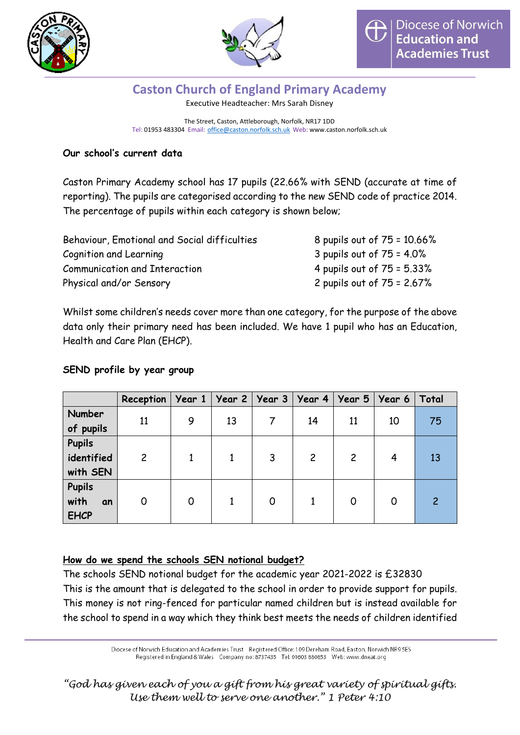# Caston Church of England Primary Academy

Executive Headteacher: Mrs Sarah Disney

The Street, Caston, Attleborough, Norfolk, NR17 1DD
Tel: 01953 483304 Email: office@caston.norfolk.sch.uk Web: www.caston.norfolk.sch.uk

**Our school's current data**

Caston Primary Academy school has 17 pupils (22.66% with SEND (accurate at time of reporting). The pupils are categorised according to the new SEND code of practice 2014. The percentage of pupils within each category is shown below;

| | |
|---|---|
| Behaviour, Emotional and Social difficulties | 8 pupils out of 75 = 10.66% |
| Cognition and Learning | 3 pupils out of 75 = 4.0% |
| Communication and Interaction | 4 pupils out of 75 = 5.33% |
| Physical and/or Sensory | 2 pupils out of 75 = 2.67% |

Whilst some children's needs cover more than one category, for the purpose of the above data only their primary need has been included. We have 1 pupil who has an Education, Health and Care Plan (EHCP).

**SEND profile by year group**

| | Reception | Year 1 | Year 2 | Year 3 | Year 4 | Year 5 | Year 6 | Total |
|---|---|---|---|---|---|---|---|---|
| Number of pupils | 11 | 9 | 13 | 7 | 14 | 11 | 10 | 75 |
| Pupils identified with SEN | 2 | 1 | 1 | 3 | 2 | 2 | 4 | 13 |
| Pupils with an EHCP | 0 | 0 | 1 | 0 | 1 | 0 | 0 | 2 |

**<u>How do we spend the schools SEN notional budget?</u>**

The schools SEND notional budget for the academic year 2021-2022 is £32830
This is the amount that is delegated to the school in order to provide support for pupils. This money is not ring-fenced for particular named children but is instead available for the school to spend in a way which they think best meets the needs of children identified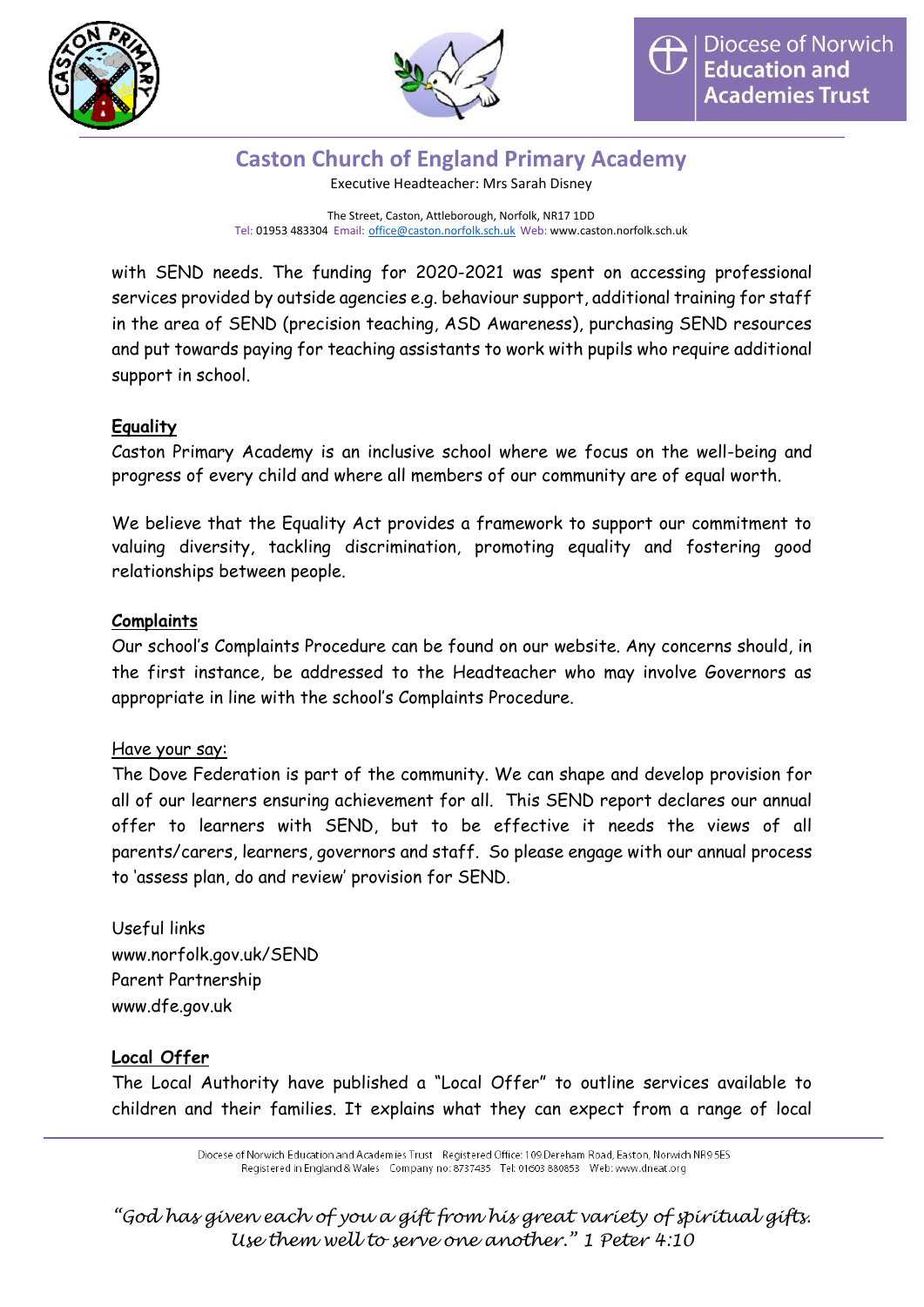with SEND needs. The funding for 2020-2021 was spent on accessing professional services provided by outside agencies e.g. behaviour support, additional training for staff in the area of SEND (precision teaching, ASD Awareness), purchasing SEND resources and put towards paying for teaching assistants to work with pupils who require additional support in school.

**Equality**

Caston Primary Academy is an inclusive school where we focus on the well-being and progress of every child and where all members of our community are of equal worth.

We believe that the Equality Act provides a framework to support our commitment to valuing diversity, tackling discrimination, promoting equality and fostering good relationships between people.

**Complaints**

Our school's Complaints Procedure can be found on our website. Any concerns should, in the first instance, be addressed to the Headteacher who may involve Governors as appropriate in line with the school's Complaints Procedure.

Have your say:

The Dove Federation is part of the community. We can shape and develop provision for all of our learners ensuring achievement for all. This SEND report declares our annual offer to learners with SEND, but to be effective it needs the views of all parents/carers, learners, governors and staff. So please engage with our annual process to 'assess plan, do and review' provision for SEND.

Useful links
www.norfolk.gov.uk/SEND
Parent Partnership
www.dfe.gov.uk

**Local Offer**

The Local Authority have published a "Local Offer" to outline services available to children and their families. It explains what they can expect from a range of local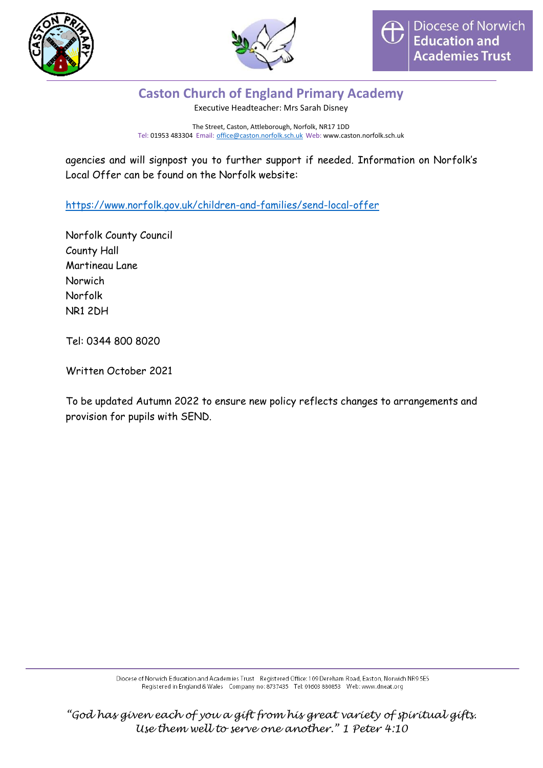agencies and will signpost you to further support if needed. Information on Norfolk's Local Offer can be found on the Norfolk website:

https://www.norfolk.gov.uk/children-and-families/send-local-offer

Norfolk County Council  
County Hall  
Martineau Lane  
Norwich  
Norfolk  
NR1 2DH

Tel: 0344 800 8020

Written October 2021

To be updated Autumn 2022 to ensure new policy reflects changes to arrangements and provision for pupils with SEND.